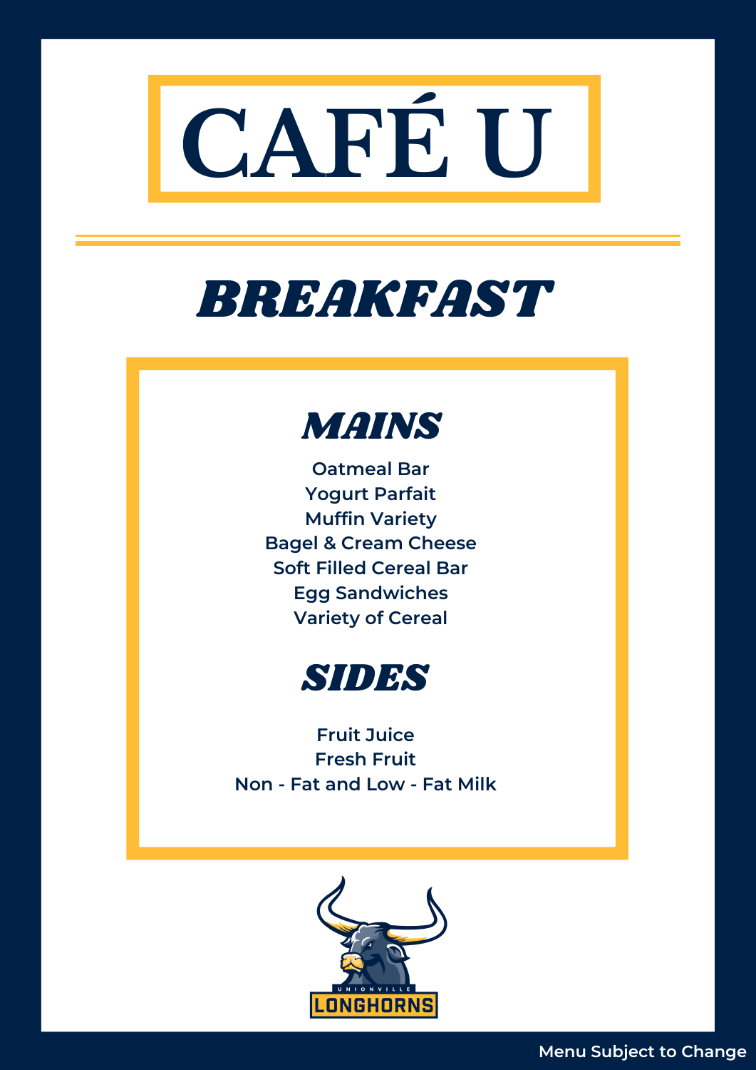# CAFÉ U

## BREAKFAST

### MAINS

Oatmeal Bar
Yogurt Parfait
Muffin Variety
Bagel & Cream Cheese
Soft Filled Cereal Bar
Egg Sandwiches
Variety of Cereal

### SIDES

Fruit Juice
Fresh Fruit
Non - Fat and Low - Fat Milk

UNIONVILLE LONGHORNS

Menu Subject to Change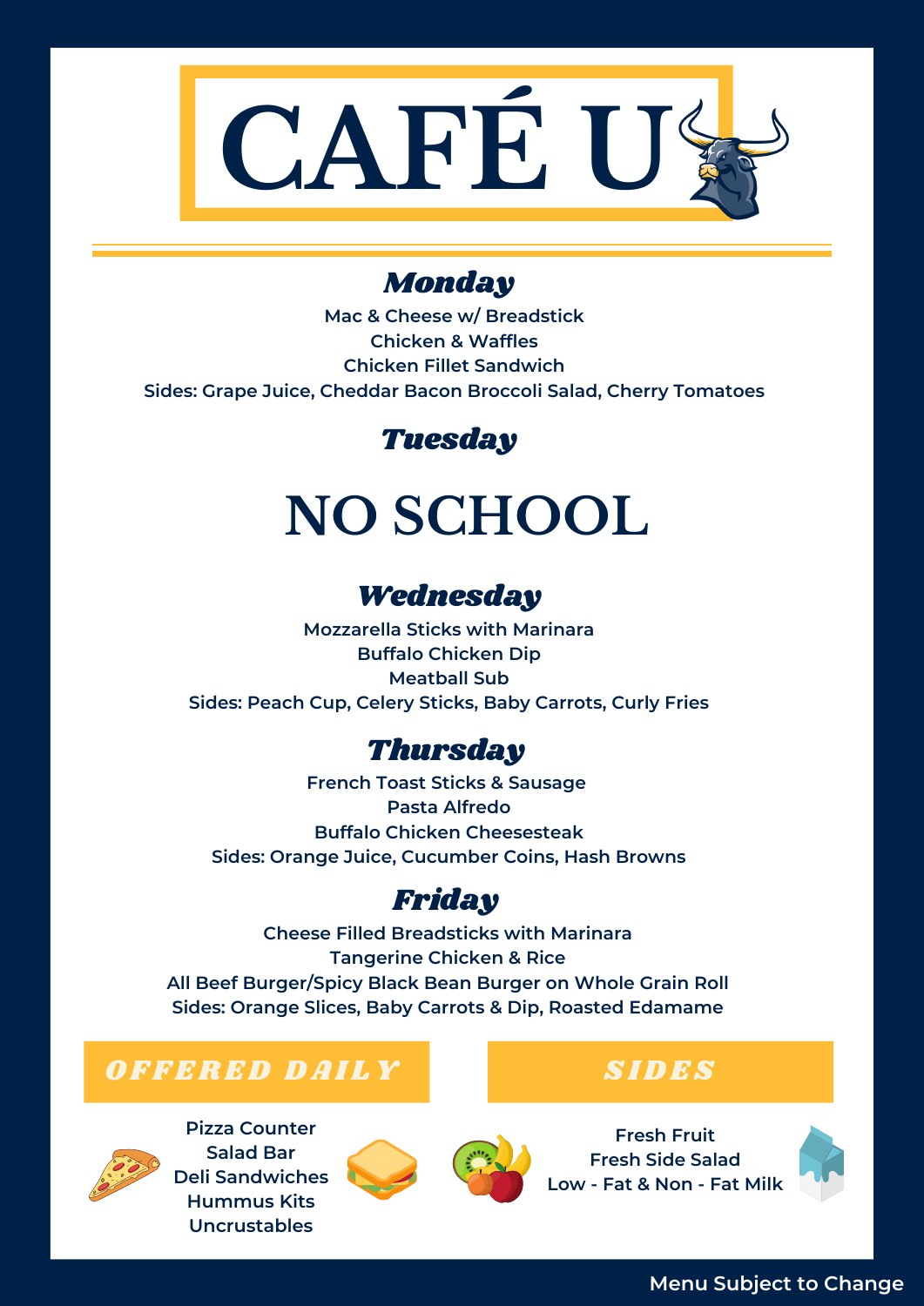# CAFÉ U

## Monday

Mac & Cheese w/ Breadstick
Chicken & Waffles
Chicken Fillet Sandwich
Sides: Grape Juice, Cheddar Bacon Broccoli Salad, Cherry Tomatoes

## Tuesday

# NO SCHOOL

## Wednesday

Mozzarella Sticks with Marinara
Buffalo Chicken Dip
Meatball Sub
Sides: Peach Cup, Celery Sticks, Baby Carrots, Curly Fries

## Thursday

French Toast Sticks & Sausage
Pasta Alfredo
Buffalo Chicken Cheesesteak
Sides: Orange Juice, Cucumber Coins, Hash Browns

## Friday

Cheese Filled Breadsticks with Marinara
Tangerine Chicken & Rice
All Beef Burger/Spicy Black Bean Burger on Whole Grain Roll
Sides: Orange Slices, Baby Carrots & Dip, Roasted Edamame

## OFFERED DAILY

Pizza Counter
Salad Bar
Deli Sandwiches
Hummus Kits
Uncrustables

## SIDES

Fresh Fruit
Fresh Side Salad
Low - Fat & Non - Fat Milk

Menu Subject to Change